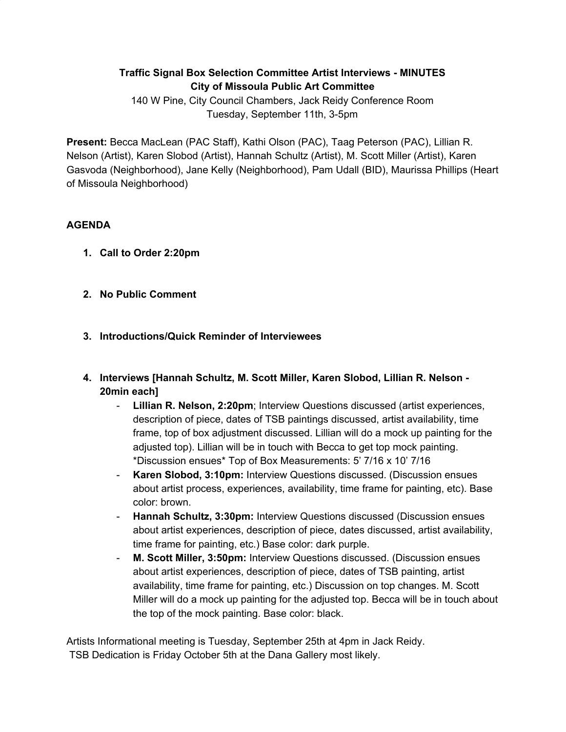**Traffic Signal Box Selection Committee Artist Interviews - MINUTES**
**City of Missoula Public Art Committee**
140 W Pine, City Council Chambers, Jack Reidy Conference Room
Tuesday, September 11th, 3-5pm

**Present:** Becca MacLean (PAC Staff), Kathi Olson (PAC), Taag Peterson (PAC), Lillian R. Nelson (Artist), Karen Slobod (Artist), Hannah Schultz (Artist), M. Scott Miller (Artist), Karen Gasvoda (Neighborhood), Jane Kelly (Neighborhood), Pam Udall (BID), Maurissa Phillips (Heart of Missoula Neighborhood)

## AGENDA

1. **Call to Order 2:20pm**

2. **No Public Comment**

3. **Introductions/Quick Reminder of Interviewees**

4. **Interviews [Hannah Schultz, M. Scott Miller, Karen Slobod, Lillian R. Nelson - 20min each]**
   - **Lillian R. Nelson, 2:20pm**; Interview Questions discussed (artist experiences, description of piece, dates of TSB paintings discussed, artist availability, time frame, top of box adjustment discussed. Lillian will do a mock up painting for the adjusted top). Lillian will be in touch with Becca to get top mock painting. *Discussion ensues* Top of Box Measurements: 5' 7/16 x 10' 7/16
   - **Karen Slobod, 3:10pm:** Interview Questions discussed. (Discussion ensues about artist process, experiences, availability, time frame for painting, etc). Base color: brown.
   - **Hannah Schultz, 3:30pm:** Interview Questions discussed (Discussion ensues about artist experiences, description of piece, dates discussed, artist availability, time frame for painting, etc.) Base color: dark purple.
   - **M. Scott Miller, 3:50pm:** Interview Questions discussed. (Discussion ensues about artist experiences, description of piece, dates of TSB painting, artist availability, time frame for painting, etc.) Discussion on top changes. M. Scott Miller will do a mock up painting for the adjusted top. Becca will be in touch about the top of the mock painting. Base color: black.

Artists Informational meeting is Tuesday, September 25th at 4pm in Jack Reidy.
TSB Dedication is Friday October 5th at the Dana Gallery most likely.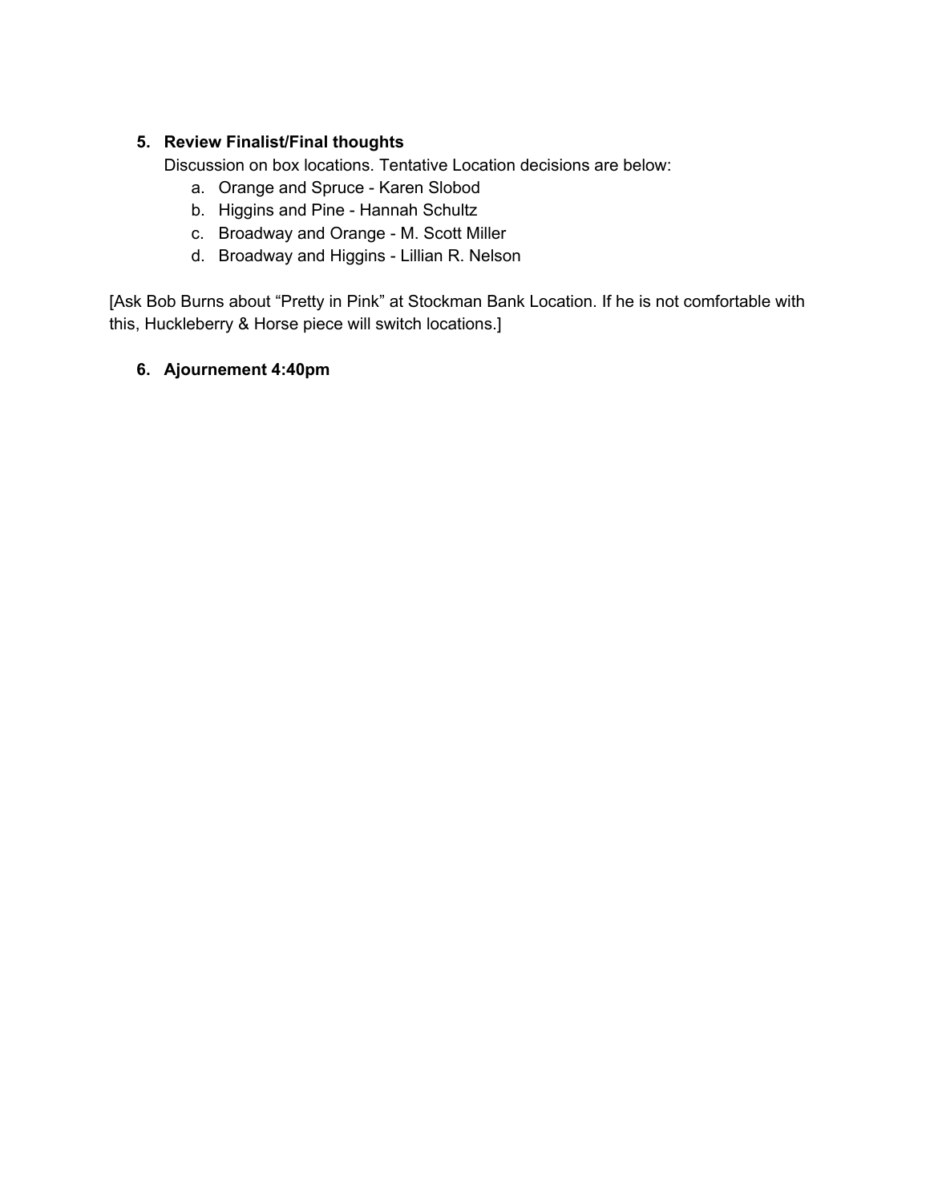5. **Review Finalist/Final thoughts**
   Discussion on box locations. Tentative Location decisions are below:
   a. Orange and Spruce - Karen Slobod
   b. Higgins and Pine - Hannah Schultz
   c. Broadway and Orange - M. Scott Miller
   d. Broadway and Higgins - Lillian R. Nelson

[Ask Bob Burns about “Pretty in Pink” at Stockman Bank Location. If he is not comfortable with this, Huckleberry & Horse piece will switch locations.]

6. **Ajournement 4:40pm**